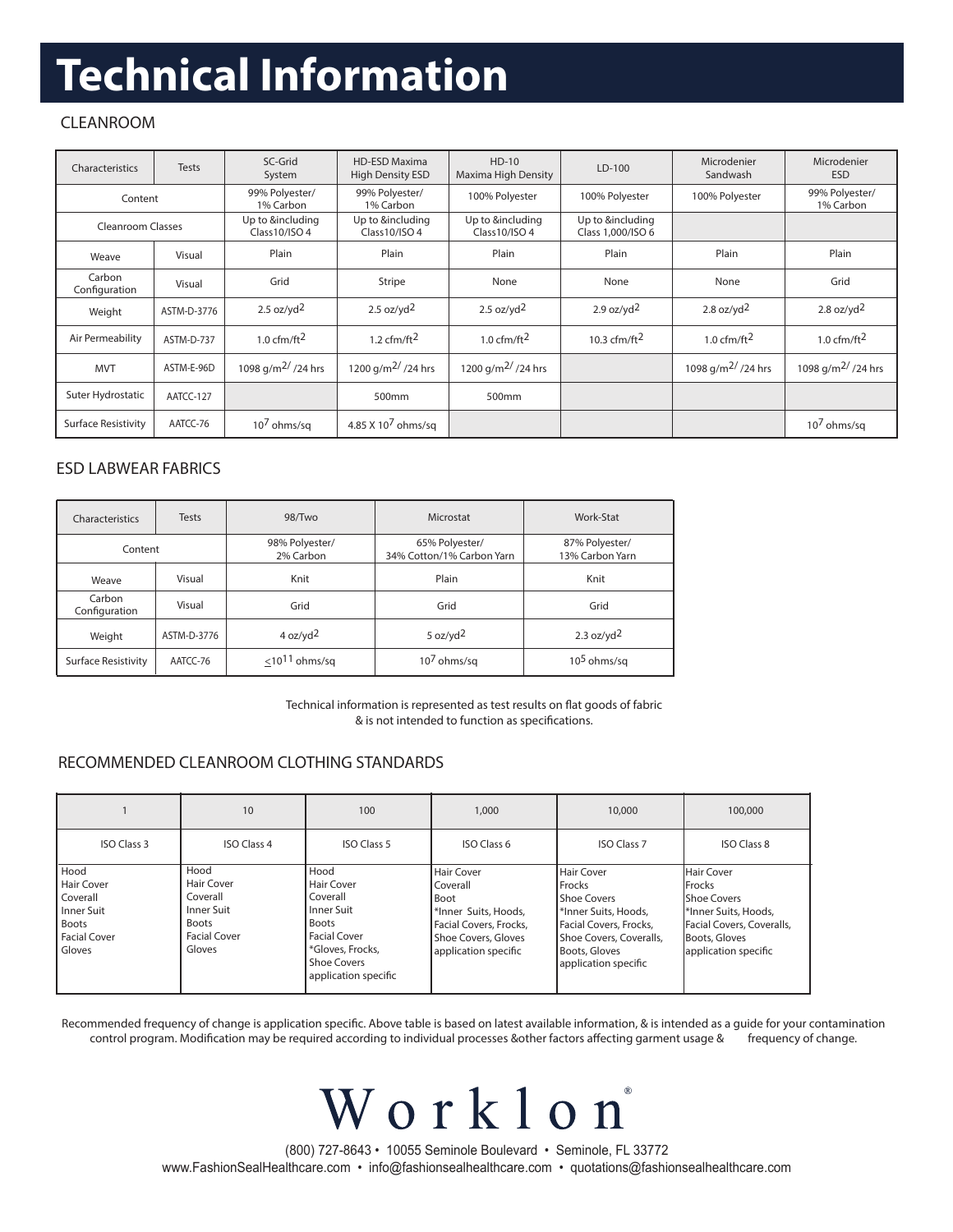# Technical Information

## CLEANROOM

| Characteristics | Tests | SC-Grid System | HD-ESD Maxima High Density ESD | HD-10 Maxima High Density | LD-100 | Microdenier Sandwash | Microdenier ESD |
|---|---|---|---|---|---|---|---|
| Content | | 99% Polyester/ 1% Carbon | 99% Polyester/ 1% Carbon | 100% Polyester | 100% Polyester | 100% Polyester | 99% Polyester/ 1% Carbon |
| Cleanroom Classes | | Up to &including Class10/ISO 4 | Up to &including Class10/ISO 4 | Up to &including Class10/ISO 4 | Up to &including Class 1,000/ISO 6 | | |
| Weave | Visual | Plain | Plain | Plain | Plain | Plain | Plain |
| Carbon Configuration | Visual | Grid | Stripe | None | None | None | Grid |
| Weight | ASTM-D-3776 | 2.5 oz/yd$^2$ | 2.5 oz/yd$^2$ | 2.5 oz/yd$^2$ | 2.9 oz/yd$^2$ | 2.8 oz/yd$^2$ | 2.8 oz/yd$^2$ |
| Air Permeability | ASTM-D-737 | 1.0 cfm/ft$^2$ | 1.2 cfm/ft$^2$ | 1.0 cfm/ft$^2$ | 10.3 cfm/ft$^2$ | 1.0 cfm/ft$^2$ | 1.0 cfm/ft$^2$ |
| MVT | ASTM-E-96D | 1098 g/m$^{2}$/ /24 hrs | 1200 g/m$^{2}$/ /24 hrs | 1200 g/m$^{2}$/ /24 hrs | | 1098 g/m$^{2}$/ /24 hrs | 1098 g/m$^{2}$/ /24 hrs |
| Suter Hydrostatic | AATCC-127 | | 500mm | 500mm | | | |
| Surface Resistivity | AATCC-76 | $10^7$ ohms/sq | 4.85 X $10^7$ ohms/sq | | | | $10^7$ ohms/sq |

## ESD LABWEAR FABRICS

| Characteristics | Tests | 98/Two | Microstat | Work-Stat |
|---|---|---|---|---|
| Content | | 98% Polyester/ 2% Carbon | 65% Polyester/ 34% Cotton/1% Carbon Yarn | 87% Polyester/ 13% Carbon Yarn |
| Weave | Visual | Knit | Plain | Knit |
| Carbon Configuration | Visual | Grid | Grid | Grid |
| Weight | ASTM-D-3776 | 4 oz/yd$^2$ | 5 oz/yd$^2$ | 2.3 oz/yd$^2$ |
| Surface Resistivity | AATCC-76 | $\leq 10^{11}$ ohms/sq | $10^7$ ohms/sq | $10^5$ ohms/sq |

Technical information is represented as test results on flat goods of fabric & is not intended to function as specifications.

## RECOMMENDED CLEANROOM CLOTHING STANDARDS

| 1 | 10 | 100 | 1,000 | 10,000 | 100,000 |
|---|---|---|---|---|---|
| ISO Class 3 | ISO Class 4 | ISO Class 5 | ISO Class 6 | ISO Class 7 | ISO Class 8 |
| Hood<br>Hair Cover<br>Coverall<br>Inner Suit<br>Boots<br>Facial Cover<br>Gloves | Hood<br>Hair Cover<br>Coverall<br>Inner Suit<br>Boots<br>Facial Cover<br>Gloves | Hood<br>Hair Cover<br>Coverall<br>Inner Suit<br>Boots<br>Facial Cover<br>*Gloves, Frocks, Shoe Covers application specific | Hair Cover<br>Coverall<br>Boot<br>*Inner Suits, Hoods, Facial Covers, Frocks, Shoe Covers, Gloves application specific | Hair Cover<br>Frocks<br>Shoe Covers<br>*Inner Suits, Hoods, Facial Covers, Frocks, Shoe Covers, Coveralls, Boots, Gloves application specific | Hair Cover<br>Frocks<br>Shoe Covers<br>*Inner Suits, Hoods, Facial Covers, Coveralls, Boots, Gloves application specific |

Recommended frequency of change is application specific. Above table is based on latest available information, & is intended as a guide for your contamination control program. Modification may be required according to individual processes &other factors affecting garment usage & frequency of change.

Worklon®

(800) 727-8643 • 10055 Seminole Boulevard • Seminole, FL 33772
www.FashionSealHealthcare.com • info@fashionsealhealthcare.com • quotations@fashionsealhealthcare.com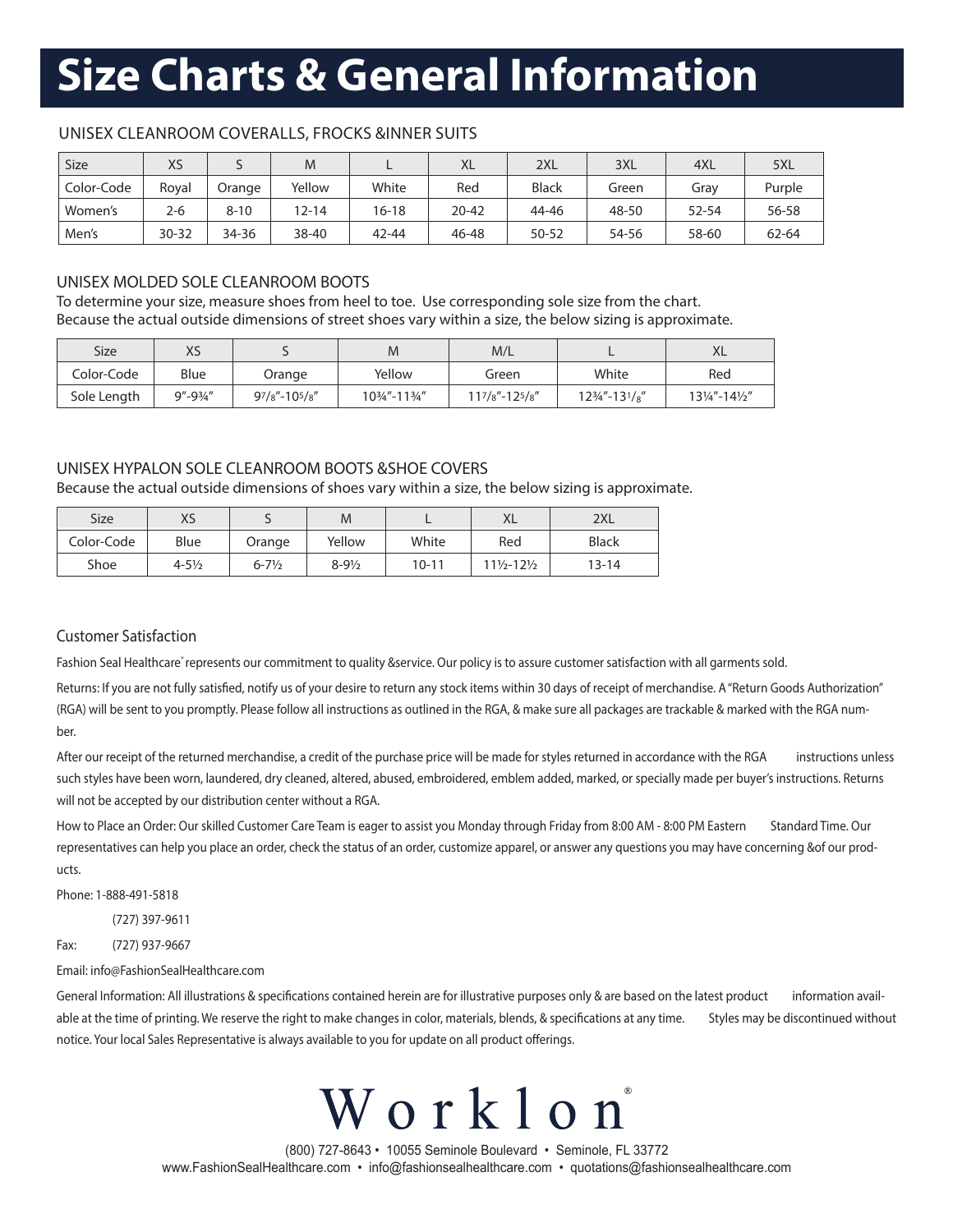# Size Charts & General Information

## UNISEX CLEANROOM COVERALLS, FROCKS &INNER SUITS

| Size | XS | S | M | L | XL | 2XL | 3XL | 4XL | 5XL |
|---|---|---|---|---|---|---|---|---|---|
| Color-Code | Royal | Orange | Yellow | White | Red | Black | Green | Gray | Purple |
| Women's | 2-6 | 8-10 | 12-14 | 16-18 | 20-42 | 44-46 | 48-50 | 52-54 | 56-58 |
| Men's | 30-32 | 34-36 | 38-40 | 42-44 | 46-48 | 50-52 | 54-56 | 58-60 | 62-64 |

## UNISEX MOLDED SOLE CLEANROOM BOOTS

To determine your size, measure shoes from heel to toe. Use corresponding sole size from the chart.
Because the actual outside dimensions of street shoes vary within a size, the below sizing is approximate.

| Size | XS | S | M | M/L | L | XL |
|---|---|---|---|---|---|---|
| Color-Code | Blue | Orange | Yellow | Green | White | Red |
| Sole Length | 9"-9¾" | 9⅞"-10⅝" | 10¾"-11¾" | 11⅞"-12⅝" | 12¾"-13⅛" | 13¼"-14½" |

## UNISEX HYPALON SOLE CLEANROOM BOOTS &SHOE COVERS

Because the actual outside dimensions of shoes vary within a size, the below sizing is approximate.

| Size | XS | S | M | L | XL | 2XL |
|---|---|---|---|---|---|---|
| Color-Code | Blue | Orange | Yellow | White | Red | Black |
| Shoe | 4-5½ | 6-7½ | 8-9½ | 10-11 | 11½-12½ | 13-14 |

## Customer Satisfaction

Fashion Seal Healthcare® represents our commitment to quality &service. Our policy is to assure customer satisfaction with all garments sold.

Returns: If you are not fully satisfied, notify us of your desire to return any stock items within 30 days of receipt of merchandise. A "Return Goods Authorization" (RGA) will be sent to you promptly. Please follow all instructions as outlined in the RGA, & make sure all packages are trackable & marked with the RGA number.

After our receipt of the returned merchandise, a credit of the purchase price will be made for styles returned in accordance with the RGA instructions unless such styles have been worn, laundered, dry cleaned, altered, abused, embroidered, emblem added, marked, or specially made per buyer's instructions. Returns will not be accepted by our distribution center without a RGA.

How to Place an Order: Our skilled Customer Care Team is eager to assist you Monday through Friday from 8:00 AM - 8:00 PM Eastern Standard Time. Our representatives can help you place an order, check the status of an order, customize apparel, or answer any questions you may have concerning &of our products.

Phone: 1-888-491-5818

(727) 397-9611

Fax: (727) 937-9667

Email: info@FashionSealHealthcare.com

General Information: All illustrations & specifications contained herein are for illustrative purposes only & are based on the latest product information available at the time of printing. We reserve the right to make changes in color, materials, blends, & specifications at any time. Styles may be discontinued without notice. Your local Sales Representative is always available to you for update on all product offerings.

Worklon®

(800) 727-8643 • 10055 Seminole Boulevard • Seminole, FL 33772
www.FashionSealHealthcare.com • info@fashionsealhealthcare.com • quotations@fashionsealhealthcare.com